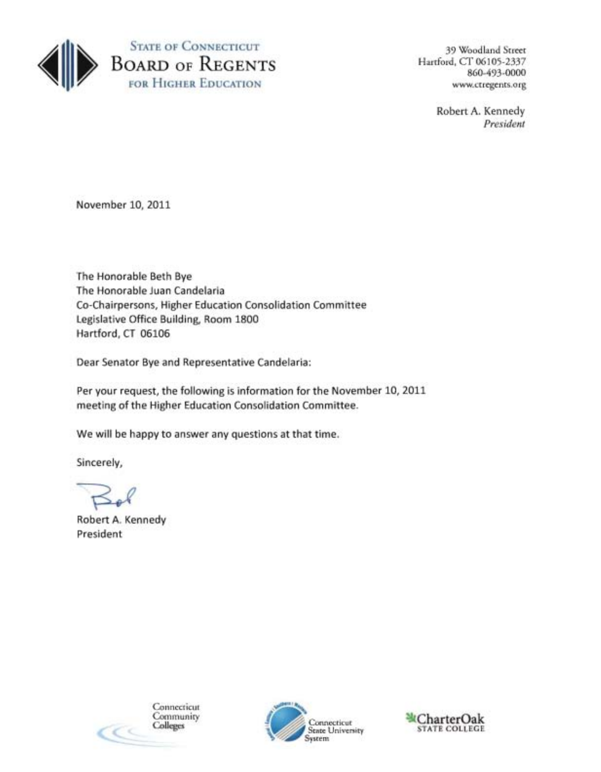**STATE OF CONNECTICUT**
**BOARD OF REGENTS**
**FOR HIGHER EDUCATION**

39 Woodland Street
Hartford, CT 06105-2337
860-493-0000
www.ctregents.org

Robert A. Kennedy
*President*

November 10, 2011

The Honorable Beth Bye
The Honorable Juan Candelaria
Co-Chairpersons, Higher Education Consolidation Committee
Legislative Office Building, Room 1800
Hartford, CT 06106

Dear Senator Bye and Representative Candelaria:

Per your request, the following is information for the November 10, 2011 meeting of the Higher Education Consolidation Committee.

We will be happy to answer any questions at that time.

Sincerely,

Bob

Robert A. Kennedy
President

Connecticut Community Colleges — Connecticut State University System — Charter Oak State College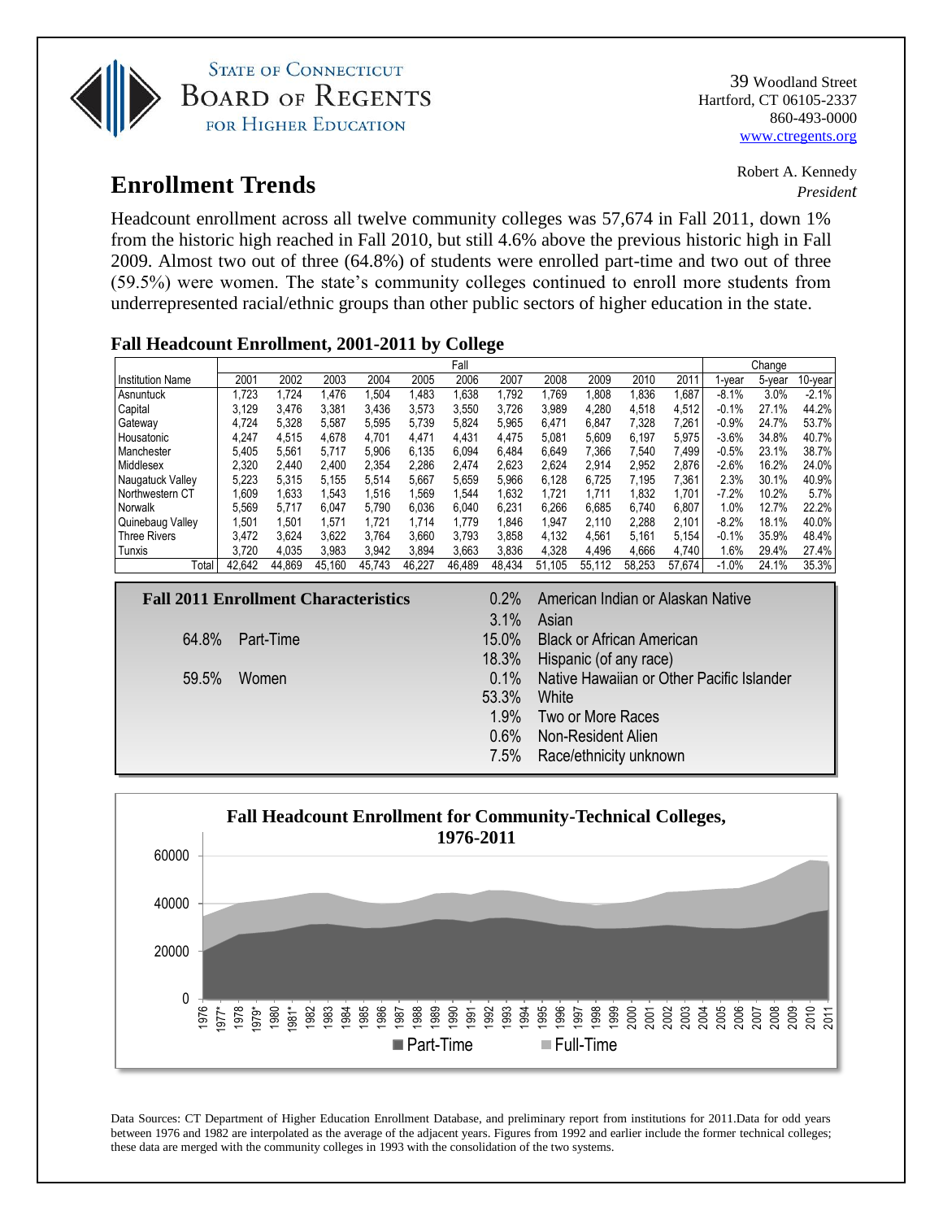STATE OF CONNECTICUT
BOARD OF REGENTS
FOR HIGHER EDUCATION

39 Woodland Street
Hartford, CT 06105-2337
860-493-0000
www.ctregents.org

Robert A. Kennedy
*President*

# Enrollment Trends

Headcount enrollment across all twelve community colleges was 57,674 in Fall 2011, down 1% from the historic high reached in Fall 2010, but still 4.6% above the previous historic high in Fall 2009. Almost two out of three (64.8%) of students were enrolled part-time and two out of three (59.5%) were women. The state's community colleges continued to enroll more students from underrepresented racial/ethnic groups than other public sectors of higher education in the state.

## Fall Headcount Enrollment, 2001-2011 by College

| | Fall | | | | | | | | | | | Change | | |
|---|---|---|---|---|---|---|---|---|---|---|---|---|---|---|
| Institution Name | 2001 | 2002 | 2003 | 2004 | 2005 | 2006 | 2007 | 2008 | 2009 | 2010 | 2011 | 1-year | 5-year | 10-year |
| Asnuntuck | 1,723 | 1,724 | 1,476 | 1,504 | 1,483 | 1,638 | 1,792 | 1,769 | 1,808 | 1,836 | 1,687 | -8.1% | 3.0% | -2.1% |
| Capital | 3,129 | 3,476 | 3,381 | 3,436 | 3,573 | 3,550 | 3,726 | 3,989 | 4,280 | 4,518 | 4,512 | -0.1% | 27.1% | 44.2% |
| Gateway | 4,724 | 5,328 | 5,587 | 5,595 | 5,739 | 5,824 | 5,965 | 6,471 | 6,847 | 7,328 | 7,261 | -0.9% | 24.7% | 53.7% |
| Housatonic | 4,247 | 4,515 | 4,678 | 4,701 | 4,471 | 4,431 | 4,475 | 5,081 | 5,609 | 6,197 | 5,975 | -3.6% | 34.8% | 40.7% |
| Manchester | 5,405 | 5,561 | 5,717 | 5,906 | 6,135 | 6,094 | 6,484 | 6,649 | 7,366 | 7,540 | 7,499 | -0.5% | 23.1% | 38.7% |
| Middlesex | 2,320 | 2,440 | 2,400 | 2,354 | 2,286 | 2,474 | 2,623 | 2,624 | 2,914 | 2,952 | 2,876 | -2.6% | 16.2% | 24.0% |
| Naugatuck Valley | 5,223 | 5,315 | 5,155 | 5,514 | 5,667 | 5,659 | 5,966 | 6,128 | 6,725 | 7,195 | 7,361 | 2.3% | 30.1% | 40.9% |
| Northwestern CT | 1,609 | 1,633 | 1,543 | 1,516 | 1,569 | 1,544 | 1,632 | 1,721 | 1,711 | 1,832 | 1,701 | -7.2% | 10.2% | 5.7% |
| Norwalk | 5,569 | 5,717 | 6,047 | 5,790 | 6,036 | 6,040 | 6,231 | 6,266 | 6,685 | 6,740 | 6,807 | 1.0% | 12.7% | 22.2% |
| Quinebaug Valley | 1,501 | 1,501 | 1,571 | 1,721 | 1,714 | 1,779 | 1,846 | 1,947 | 2,110 | 2,288 | 2,101 | -8.2% | 18.1% | 40.0% |
| Three Rivers | 3,472 | 3,624 | 3,622 | 3,764 | 3,660 | 3,793 | 3,858 | 4,132 | 4,561 | 5,161 | 5,154 | -0.1% | 35.9% | 48.4% |
| Tunxis | 3,720 | 4,035 | 3,983 | 3,942 | 3,894 | 3,663 | 3,836 | 4,328 | 4,496 | 4,666 | 4,740 | 1.6% | 29.4% | 27.4% |
| Total | 42,642 | 44,869 | 45,160 | 45,743 | 46,227 | 46,489 | 48,434 | 51,105 | 55,112 | 58,253 | 57,674 | -1.0% | 24.1% | 35.3% |

### Fall 2011 Enrollment Characteristics

| | |
|---|---|
| 64.8% | Part-Time |
| 59.5% | Women |

| | |
|---|---|
| 0.2% | American Indian or Alaskan Native |
| 3.1% | Asian |
| 15.0% | Black or African American |
| 18.3% | Hispanic (of any race) |
| 0.1% | Native Hawaiian or Other Pacific Islander |
| 53.3% | White |
| 1.9% | Two or More Races |
| 0.6% | Non-Resident Alien |
| 7.5% | Race/ethnicity unknown |

### Fall Headcount Enrollment for Community-Technical Colleges, 1976-2011

[Chart: stacked area chart of Part-Time and Full-Time headcount, 1976–2011 (years 1977*, 1979*, 1981* marked), y-axis 0–60000]

Data Sources: CT Department of Higher Education Enrollment Database, and preliminary report from institutions for 2011.Data for odd years between 1976 and 1982 are interpolated as the average of the adjacent years. Figures from 1992 and earlier include the former technical colleges; these data are merged with the community colleges in 1993 with the consolidation of the two systems.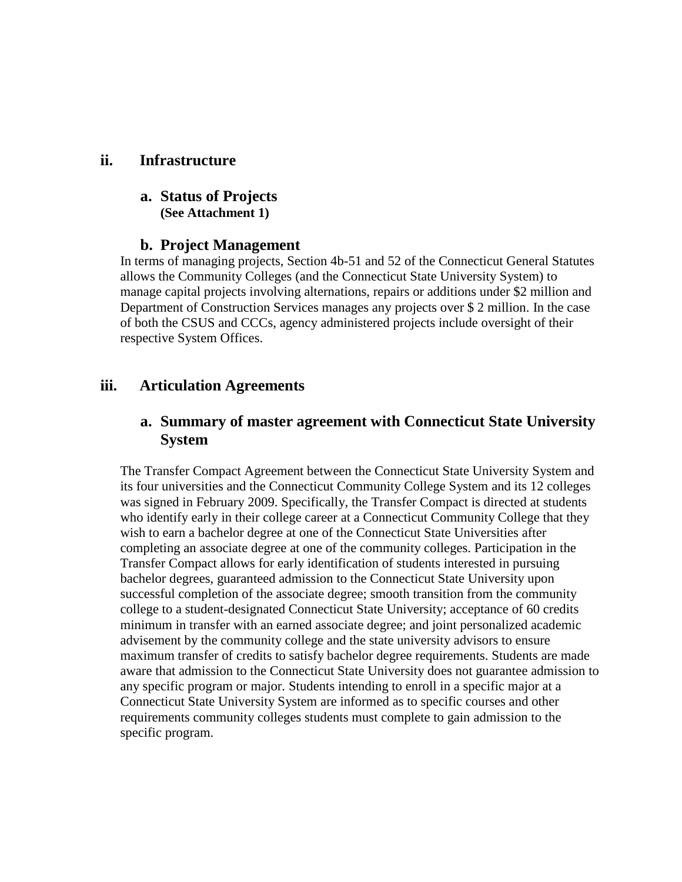## ii. Infrastructure

### a. Status of Projects

**(See Attachment 1)**

### b. Project Management

In terms of managing projects, Section 4b-51 and 52 of the Connecticut General Statutes allows the Community Colleges (and the Connecticut State University System) to manage capital projects involving alternations, repairs or additions under $2 million and Department of Construction Services manages any projects over $ 2 million. In the case of both the CSUS and CCCs, agency administered projects include oversight of their respective System Offices.

## iii. Articulation Agreements

### a. Summary of master agreement with Connecticut State University System

The Transfer Compact Agreement between the Connecticut State University System and its four universities and the Connecticut Community College System and its 12 colleges was signed in February 2009. Specifically, the Transfer Compact is directed at students who identify early in their college career at a Connecticut Community College that they wish to earn a bachelor degree at one of the Connecticut State Universities after completing an associate degree at one of the community colleges. Participation in the Transfer Compact allows for early identification of students interested in pursuing bachelor degrees, guaranteed admission to the Connecticut State University upon successful completion of the associate degree; smooth transition from the community college to a student-designated Connecticut State University; acceptance of 60 credits minimum in transfer with an earned associate degree; and joint personalized academic advisement by the community college and the state university advisors to ensure maximum transfer of credits to satisfy bachelor degree requirements. Students are made aware that admission to the Connecticut State University does not guarantee admission to any specific program or major. Students intending to enroll in a specific major at a Connecticut State University System are informed as to specific courses and other requirements community colleges students must complete to gain admission to the specific program.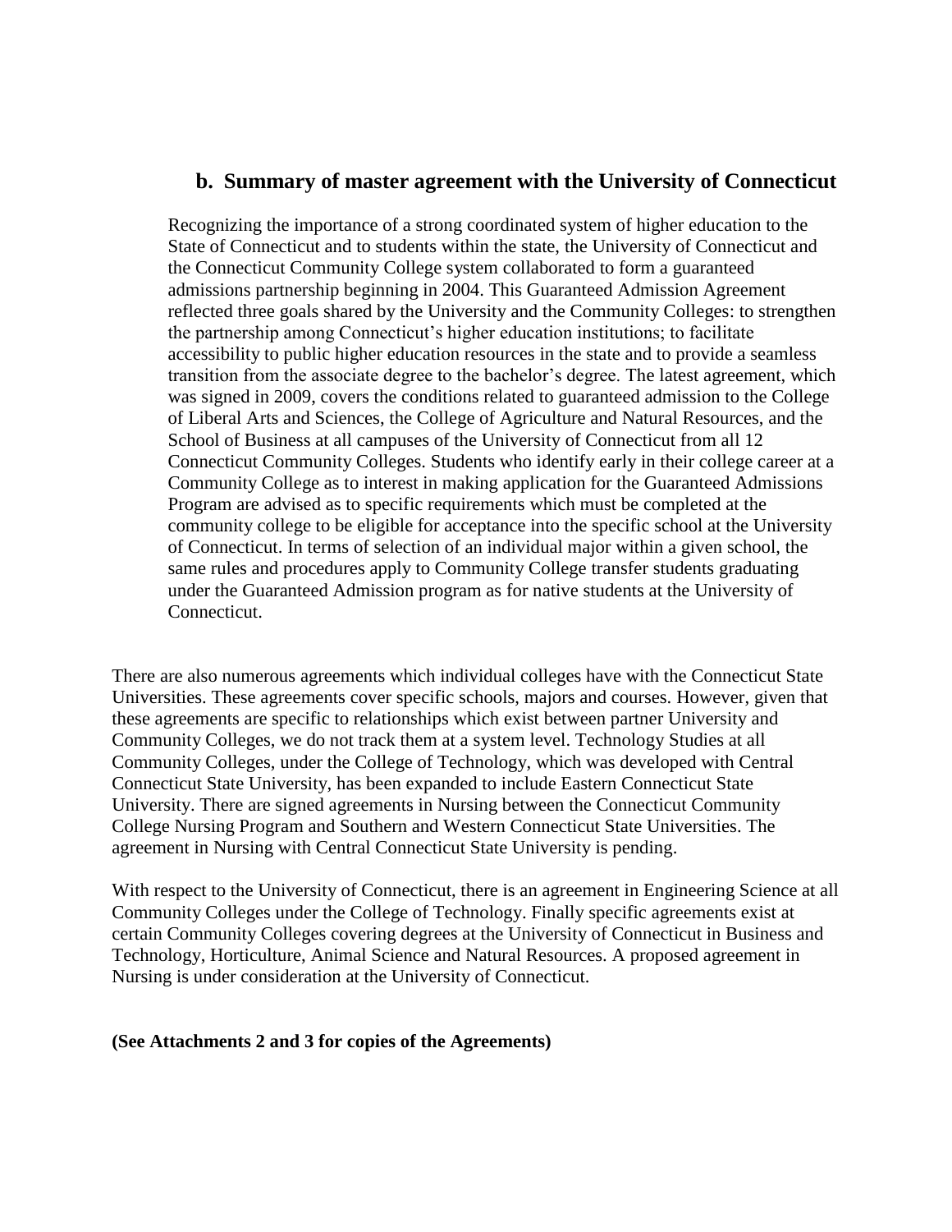## b. Summary of master agreement with the University of Connecticut

Recognizing the importance of a strong coordinated system of higher education to the State of Connecticut and to students within the state, the University of Connecticut and the Connecticut Community College system collaborated to form a guaranteed admissions partnership beginning in 2004. This Guaranteed Admission Agreement reflected three goals shared by the University and the Community Colleges: to strengthen the partnership among Connecticut's higher education institutions; to facilitate accessibility to public higher education resources in the state and to provide a seamless transition from the associate degree to the bachelor's degree. The latest agreement, which was signed in 2009, covers the conditions related to guaranteed admission to the College of Liberal Arts and Sciences, the College of Agriculture and Natural Resources, and the School of Business at all campuses of the University of Connecticut from all 12 Connecticut Community Colleges. Students who identify early in their college career at a Community College as to interest in making application for the Guaranteed Admissions Program are advised as to specific requirements which must be completed at the community college to be eligible for acceptance into the specific school at the University of Connecticut. In terms of selection of an individual major within a given school, the same rules and procedures apply to Community College transfer students graduating under the Guaranteed Admission program as for native students at the University of Connecticut.

There are also numerous agreements which individual colleges have with the Connecticut State Universities. These agreements cover specific schools, majors and courses. However, given that these agreements are specific to relationships which exist between partner University and Community Colleges, we do not track them at a system level. Technology Studies at all Community Colleges, under the College of Technology, which was developed with Central Connecticut State University, has been expanded to include Eastern Connecticut State University. There are signed agreements in Nursing between the Connecticut Community College Nursing Program and Southern and Western Connecticut State Universities. The agreement in Nursing with Central Connecticut State University is pending.

With respect to the University of Connecticut, there is an agreement in Engineering Science at all Community Colleges under the College of Technology. Finally specific agreements exist at certain Community Colleges covering degrees at the University of Connecticut in Business and Technology, Horticulture, Animal Science and Natural Resources. A proposed agreement in Nursing is under consideration at the University of Connecticut.

**(See Attachments 2 and 3 for copies of the Agreements)**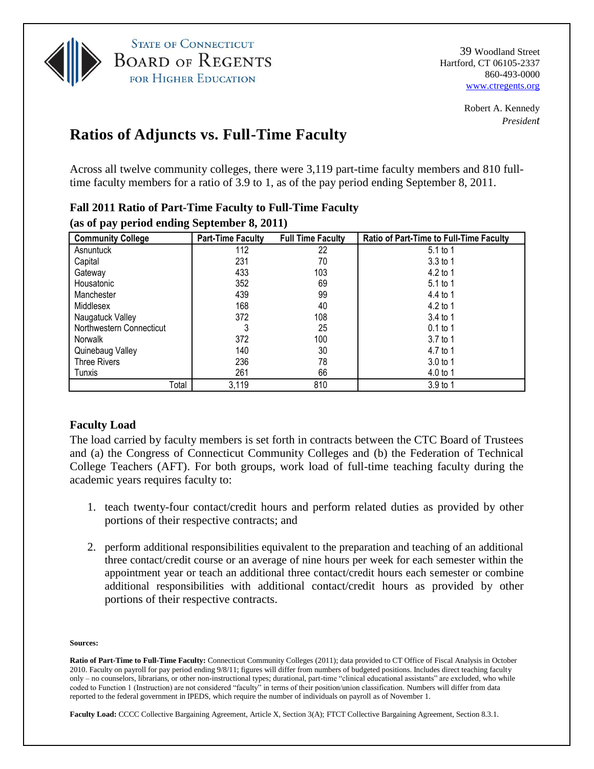STATE OF CONNECTICUT
BOARD OF REGENTS
FOR HIGHER EDUCATION

39 Woodland Street
Hartford, CT 06105-2337
860-493-0000
www.ctregents.org

Robert A. Kennedy
*President*

# Ratios of Adjuncts vs. Full-Time Faculty

Across all twelve community colleges, there were 3,119 part-time faculty members and 810 full-time faculty members for a ratio of 3.9 to 1, as of the pay period ending September 8, 2011.

**Fall 2011 Ratio of Part-Time Faculty to Full-Time Faculty**
**(as of pay period ending September 8, 2011)**

| Community College | Part-Time Faculty | Full Time Faculty | Ratio of Part-Time to Full-Time Faculty |
|---|---|---|---|
| Asnuntuck | 112 | 22 | 5.1 to 1 |
| Capital | 231 | 70 | 3.3 to 1 |
| Gateway | 433 | 103 | 4.2 to 1 |
| Housatonic | 352 | 69 | 5.1 to 1 |
| Manchester | 439 | 99 | 4.4 to 1 |
| Middlesex | 168 | 40 | 4.2 to 1 |
| Naugatuck Valley | 372 | 108 | 3.4 to 1 |
| Northwestern Connecticut | 3 | 25 | 0.1 to 1 |
| Norwalk | 372 | 100 | 3.7 to 1 |
| Quinebaug Valley | 140 | 30 | 4.7 to 1 |
| Three Rivers | 236 | 78 | 3.0 to 1 |
| Tunxis | 261 | 66 | 4.0 to 1 |
| Total | 3,119 | 810 | 3.9 to 1 |

## Faculty Load

The load carried by faculty members is set forth in contracts between the CTC Board of Trustees and (a) the Congress of Connecticut Community Colleges and (b) the Federation of Technical College Teachers (AFT). For both groups, work load of full-time teaching faculty during the academic years requires faculty to:

1. teach twenty-four contact/credit hours and perform related duties as provided by other portions of their respective contracts; and
2. perform additional responsibilities equivalent to the preparation and teaching of an additional three contact/credit course or an average of nine hours per week for each semester within the appointment year or teach an additional three contact/credit hours each semester or combine additional responsibilities with additional contact/credit hours as provided by other portions of their respective contracts.

**Sources:**

**Ratio of Part-Time to Full-Time Faculty:** Connecticut Community Colleges (2011); data provided to CT Office of Fiscal Analysis in October 2010. Faculty on payroll for pay period ending 9/8/11; figures will differ from numbers of budgeted positions. Includes direct teaching faculty only – no counselors, librarians, or other non-instructional types; durational, part-time "clinical educational assistants" are excluded, who while coded to Function 1 (Instruction) are not considered "faculty" in terms of their position/union classification. Numbers will differ from data reported to the federal government in IPEDS, which require the number of individuals on payroll as of November 1.

**Faculty Load:** CCCC Collective Bargaining Agreement, Article X, Section 3(A); FTCT Collective Bargaining Agreement, Section 8.3.1.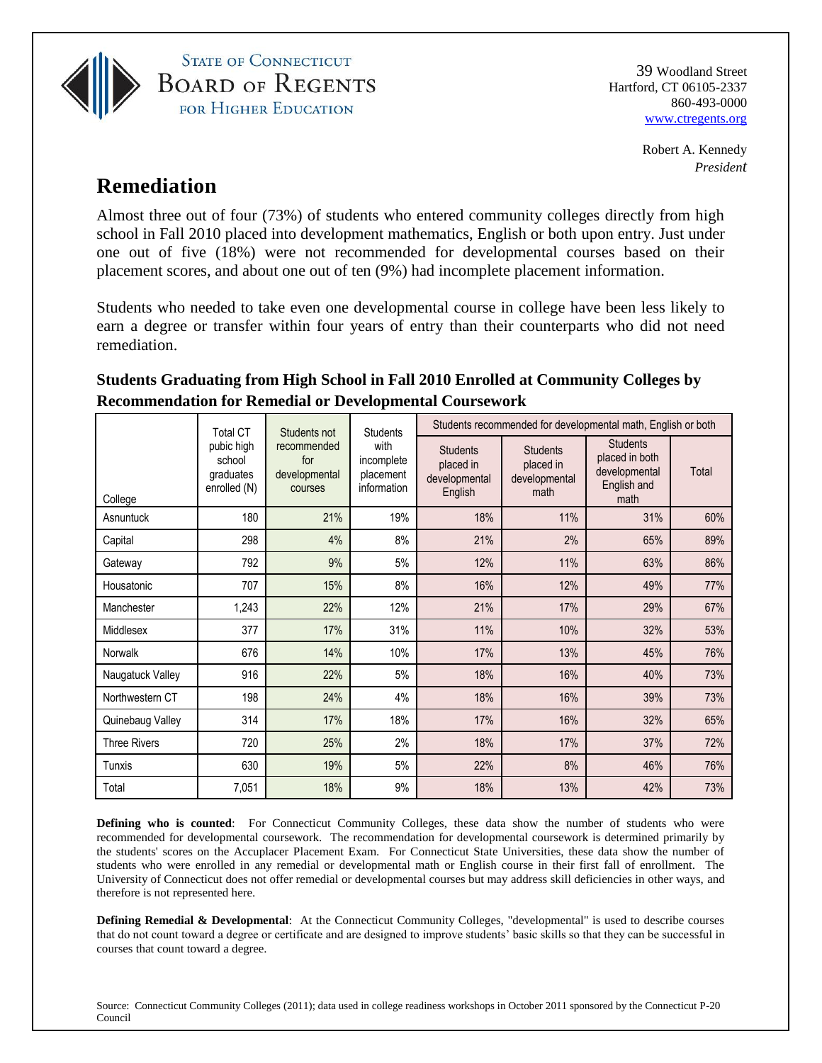STATE OF CONNECTICUT
BOARD OF REGENTS
FOR HIGHER EDUCATION

39 Woodland Street
Hartford, CT 06105-2337
860-493-0000
www.ctregents.org

Robert A. Kennedy
*President*

# Remediation

Almost three out of four (73%) of students who entered community colleges directly from high school in Fall 2010 placed into development mathematics, English or both upon entry. Just under one out of five (18%) were not recommended for developmental courses based on their placement scores, and about one out of ten (9%) had incomplete placement information.

Students who needed to take even one developmental course in college have been less likely to earn a degree or transfer within four years of entry than their counterparts who did not need remediation.

### Students Graduating from High School in Fall 2010 Enrolled at Community Colleges by Recommendation for Remedial or Developmental Coursework

| College | Total CT pubic high school graduates enrolled (N) | Students not recommended for developmental courses | Students with incomplete placement information | Students recommended for developmental math, English or both | | | |
|---|---|---|---|---|---|---|---|
| | | | | Students placed in developmental English | Students placed in developmental math | Students placed in both developmental English and math | Total |
| Asnuntuck | 180 | 21% | 19% | 18% | 11% | 31% | 60% |
| Capital | 298 | 4% | 8% | 21% | 2% | 65% | 89% |
| Gateway | 792 | 9% | 5% | 12% | 11% | 63% | 86% |
| Housatonic | 707 | 15% | 8% | 16% | 12% | 49% | 77% |
| Manchester | 1,243 | 22% | 12% | 21% | 17% | 29% | 67% |
| Middlesex | 377 | 17% | 31% | 11% | 10% | 32% | 53% |
| Norwalk | 676 | 14% | 10% | 17% | 13% | 45% | 76% |
| Naugatuck Valley | 916 | 22% | 5% | 18% | 16% | 40% | 73% |
| Northwestern CT | 198 | 24% | 4% | 18% | 16% | 39% | 73% |
| Quinebaug Valley | 314 | 17% | 18% | 17% | 16% | 32% | 65% |
| Three Rivers | 720 | 25% | 2% | 18% | 17% | 37% | 72% |
| Tunxis | 630 | 19% | 5% | 22% | 8% | 46% | 76% |
| Total | 7,051 | 18% | 9% | 18% | 13% | 42% | 73% |

**Defining who is counted**: For Connecticut Community Colleges, these data show the number of students who were recommended for developmental coursework. The recommendation for developmental coursework is determined primarily by the students' scores on the Accuplacer Placement Exam. For Connecticut State Universities, these data show the number of students who were enrolled in any remedial or developmental math or English course in their first fall of enrollment. The University of Connecticut does not offer remedial or developmental courses but may address skill deficiencies in other ways, and therefore is not represented here.

**Defining Remedial & Developmental**: At the Connecticut Community Colleges, "developmental" is used to describe courses that do not count toward a degree or certificate and are designed to improve students' basic skills so that they can be successful in courses that count toward a degree.

Source: Connecticut Community Colleges (2011); data used in college readiness workshops in October 2011 sponsored by the Connecticut P-20 Council